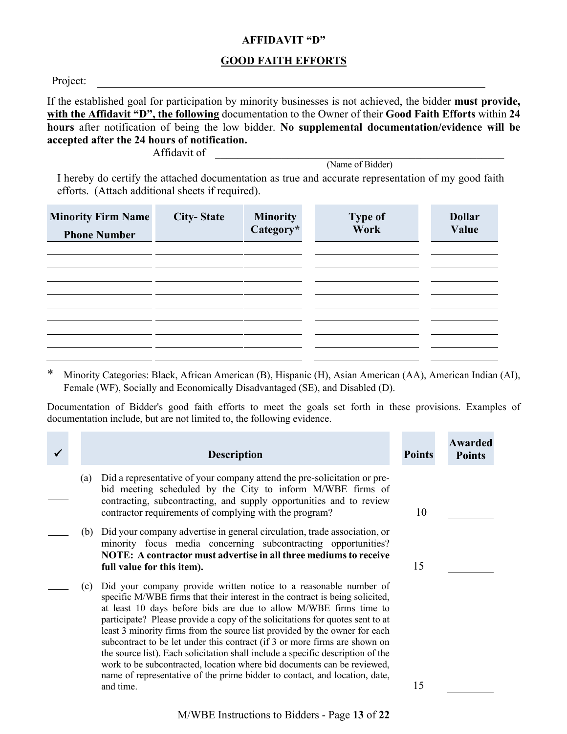# AFFIDAVIT "D"

## GOOD FAITH EFFORTS

Project: ______________________________________________________________________

If the established goal for participation by minority businesses is not achieved, the bidder **must provide, <u>with the Affidavit "D", the following</u>** documentation to the Owner of their **Good Faith Efforts** within **24 hours** after notification of being the low bidder. **No supplemental documentation/evidence will be accepted after the 24 hours of notification.**

Affidavit of ______________________________________________________
(Name of Bidder)

I hereby do certify the attached documentation as true and accurate representation of my good faith efforts. (Attach additional sheets if required).

| Minority Firm Name Phone Number | City- State | Minority Category* | Type of Work | Dollar Value |
|---|---|---|---|---|
| | | | | |
| | | | | |
| | | | | |
| | | | | |
| | | | | |
| | | | | |
| | | | | |
| | | | | |
| | | | | |

\* Minority Categories: Black, African American (B), Hispanic (H), Asian American (AA), American Indian (AI), Female (WF), Socially and Economically Disadvantaged (SE), and Disabled (D).

Documentation of Bidder's good faith efforts to meet the goals set forth in these provisions. Examples of documentation include, but are not limited to, the following evidence.

| ✓ | Description | Points | Awarded Points |
|---|---|---|---|
| ____ | (a) Did a representative of your company attend the pre-solicitation or pre-bid meeting scheduled by the City to inform M/WBE firms of contracting, subcontracting, and supply opportunities and to review contractor requirements of complying with the program? | 10 | ________ |
| ____ | (b) Did your company advertise in general circulation, trade association, or minority focus media concerning subcontracting opportunities? **NOTE: A contractor must advertise in all three mediums to receive full value for this item).** | 15 | ________ |
| ____ | (c) Did your company provide written notice to a reasonable number of specific M/WBE firms that their interest in the contract is being solicited, at least 10 days before bids are due to allow M/WBE firms time to participate? Please provide a copy of the solicitations for quotes sent to at least 3 minority firms from the source list provided by the owner for each subcontract to be let under this contract (if 3 or more firms are shown on the source list). Each solicitation shall include a specific description of the work to be subcontracted, location where bid documents can be reviewed, name of representative of the prime bidder to contact, and location, date, and time. | 15 | ________ |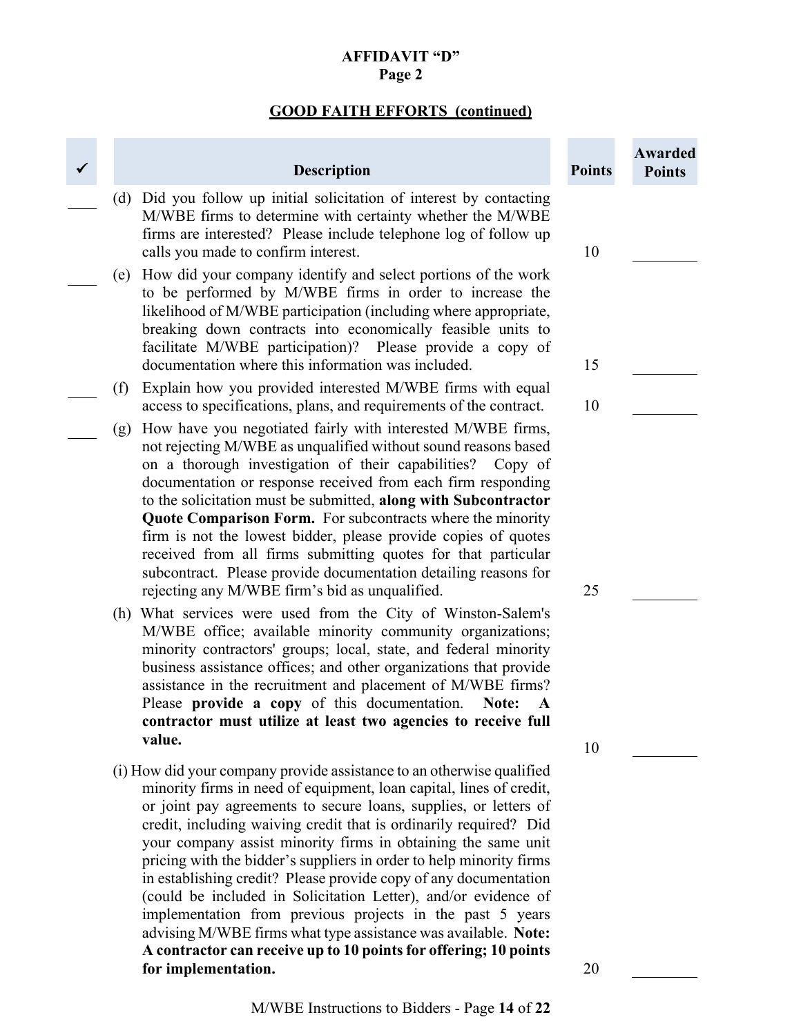**AFFIDAVIT "D"**
**Page 2**

**GOOD FAITH EFFORTS (continued)**

| ✓ | Description | Points | Awarded Points |
|---|---|---|---|
| ____ | (d) Did you follow up initial solicitation of interest by contacting M/WBE firms to determine with certainty whether the M/WBE firms are interested? Please include telephone log of follow up calls you made to confirm interest. | 10 | ________ |
| ____ | (e) How did your company identify and select portions of the work to be performed by M/WBE firms in order to increase the likelihood of M/WBE participation (including where appropriate, breaking down contracts into economically feasible units to facilitate M/WBE participation)? Please provide a copy of documentation where this information was included. | 15 | ________ |
| ____ | (f) Explain how you provided interested M/WBE firms with equal access to specifications, plans, and requirements of the contract. | 10 | ________ |
| ____ | (g) How have you negotiated fairly with interested M/WBE firms, not rejecting M/WBE as unqualified without sound reasons based on a thorough investigation of their capabilities? Copy of documentation or response received from each firm responding to the solicitation must be submitted, **along with Subcontractor Quote Comparison Form.** For subcontracts where the minority firm is not the lowest bidder, please provide copies of quotes received from all firms submitting quotes for that particular subcontract. Please provide documentation detailing reasons for rejecting any M/WBE firm's bid as unqualified. | 25 | ________ |
| | (h) What services were used from the City of Winston-Salem's M/WBE office; available minority community organizations; minority contractors' groups; local, state, and federal minority business assistance offices; and other organizations that provide assistance in the recruitment and placement of M/WBE firms? Please **provide a copy** of this documentation. **Note: A contractor must utilize at least two agencies to receive full value.** | 10 | ________ |
| | (i) How did your company provide assistance to an otherwise qualified minority firms in need of equipment, loan capital, lines of credit, or joint pay agreements to secure loans, supplies, or letters of credit, including waiving credit that is ordinarily required? Did your company assist minority firms in obtaining the same unit pricing with the bidder's suppliers in order to help minority firms in establishing credit? Please provide copy of any documentation (could be included in Solicitation Letter), and/or evidence of implementation from previous projects in the past 5 years advising M/WBE firms what type assistance was available. **Note: A contractor can receive up to 10 points for offering; 10 points for implementation.** | 20 | ________ |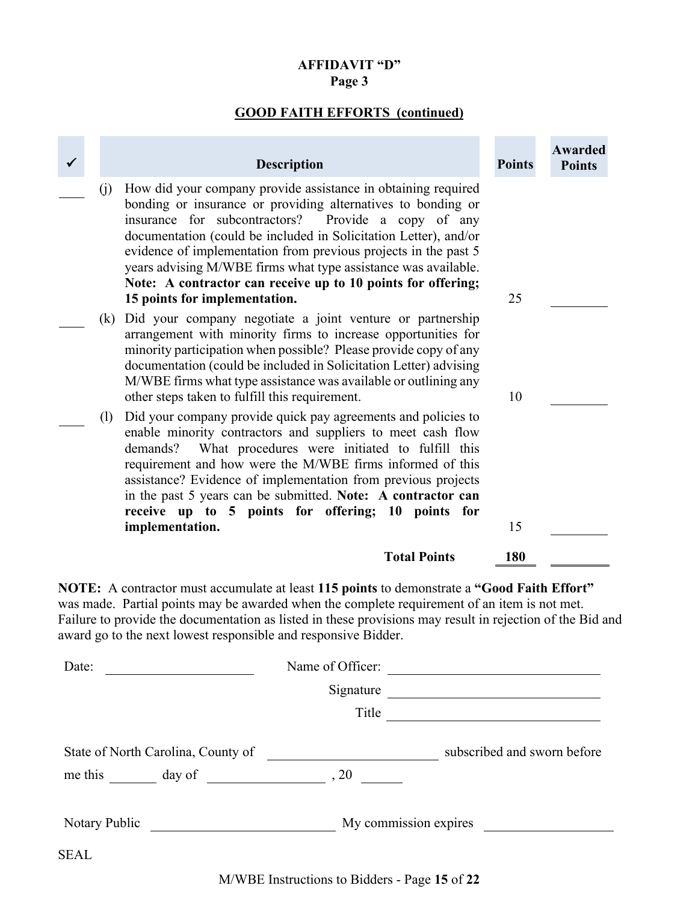**AFFIDAVIT "D"**
**Page 3**

**GOOD FAITH EFFORTS (continued)**

| ✓ | | Description | Points | Awarded Points |
|---|---|---|---|---|
| ____ | (j) | How did your company provide assistance in obtaining required bonding or insurance or providing alternatives to bonding or insurance for subcontractors? Provide a copy of any documentation (could be included in Solicitation Letter), and/or evidence of implementation from previous projects in the past 5 years advising M/WBE firms what type assistance was available. **Note: A contractor can receive up to 10 points for offering; 15 points for implementation.** | 25 | ________ |
| ____ | (k) | Did your company negotiate a joint venture or partnership arrangement with minority firms to increase opportunities for minority participation when possible? Please provide copy of any documentation (could be included in Solicitation Letter) advising M/WBE firms what type assistance was available or outlining any other steps taken to fulfill this requirement. | 10 | ________ |
| ____ | (l) | Did your company provide quick pay agreements and policies to enable minority contractors and suppliers to meet cash flow demands? What procedures were initiated to fulfill this requirement and how were the M/WBE firms informed of this assistance? Evidence of implementation from previous projects in the past 5 years can be submitted. **Note: A contractor can receive up to 5 points for offering; 10 points for implementation.** | 15 | ________ |
| | | **Total Points** | **180** | ________ |

**NOTE:** A contractor must accumulate at least **115 points** to demonstrate a **"Good Faith Effort"** was made. Partial points may be awarded when the complete requirement of an item is not met. Failure to provide the documentation as listed in these provisions may result in rejection of the Bid and award go to the next lowest responsible and responsive Bidder.

Date: ____________________ Name of Officer: ______________________________

Signature ______________________________

Title ______________________________

State of North Carolina, County of ______________________ subscribed and sworn before me this ______ day of ______________, 20 ______

Notary Public ________________________ My commission expires ________________

SEAL